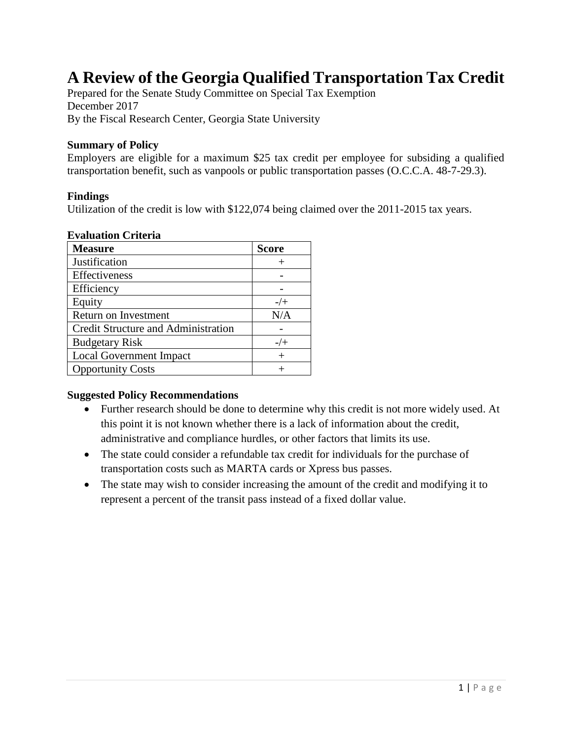# A Review of the Georgia Qualified Transportation Tax Credit

Prepared for the Senate Study Committee on Special Tax Exemption
December 2017
By the Fiscal Research Center, Georgia State University

**Summary of Policy**

Employers are eligible for a maximum $25 tax credit per employee for subsiding a qualified transportation benefit, such as vanpools or public transportation passes (O.C.C.A. 48-7-29.3).

**Findings**

Utilization of the credit is low with $122,074 being claimed over the 2011-2015 tax years.

**Evaluation Criteria**

| Measure | Score |
|---|---|
| Justification | + |
| Effectiveness | - |
| Efficiency | - |
| Equity | -/+ |
| Return on Investment | N/A |
| Credit Structure and Administration | - |
| Budgetary Risk | -/+ |
| Local Government Impact | + |
| Opportunity Costs | + |

**Suggested Policy Recommendations**

- Further research should be done to determine why this credit is not more widely used. At this point it is not known whether there is a lack of information about the credit, administrative and compliance hurdles, or other factors that limits its use.
- The state could consider a refundable tax credit for individuals for the purchase of transportation costs such as MARTA cards or Xpress bus passes.
- The state may wish to consider increasing the amount of the credit and modifying it to represent a percent of the transit pass instead of a fixed dollar value.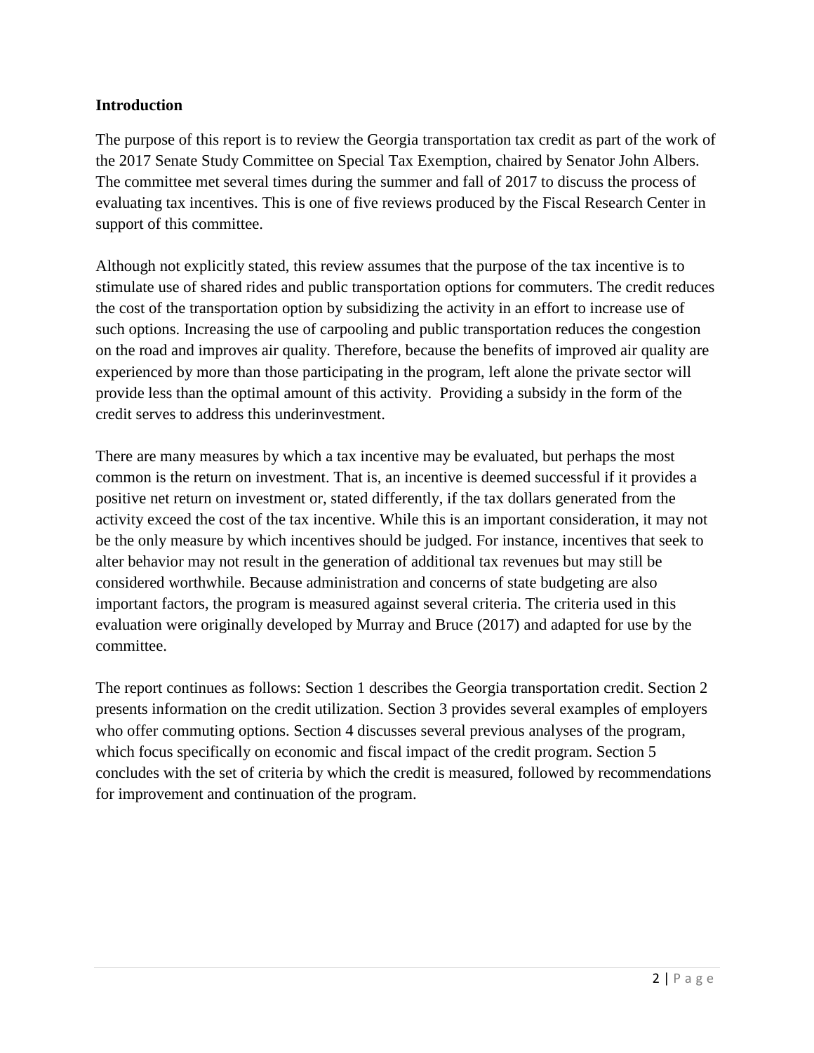## Introduction

The purpose of this report is to review the Georgia transportation tax credit as part of the work of the 2017 Senate Study Committee on Special Tax Exemption, chaired by Senator John Albers. The committee met several times during the summer and fall of 2017 to discuss the process of evaluating tax incentives. This is one of five reviews produced by the Fiscal Research Center in support of this committee.

Although not explicitly stated, this review assumes that the purpose of the tax incentive is to stimulate use of shared rides and public transportation options for commuters. The credit reduces the cost of the transportation option by subsidizing the activity in an effort to increase use of such options. Increasing the use of carpooling and public transportation reduces the congestion on the road and improves air quality. Therefore, because the benefits of improved air quality are experienced by more than those participating in the program, left alone the private sector will provide less than the optimal amount of this activity. Providing a subsidy in the form of the credit serves to address this underinvestment.

There are many measures by which a tax incentive may be evaluated, but perhaps the most common is the return on investment. That is, an incentive is deemed successful if it provides a positive net return on investment or, stated differently, if the tax dollars generated from the activity exceed the cost of the tax incentive. While this is an important consideration, it may not be the only measure by which incentives should be judged. For instance, incentives that seek to alter behavior may not result in the generation of additional tax revenues but may still be considered worthwhile. Because administration and concerns of state budgeting are also important factors, the program is measured against several criteria. The criteria used in this evaluation were originally developed by Murray and Bruce (2017) and adapted for use by the committee.

The report continues as follows: Section 1 describes the Georgia transportation credit. Section 2 presents information on the credit utilization. Section 3 provides several examples of employers who offer commuting options. Section 4 discusses several previous analyses of the program, which focus specifically on economic and fiscal impact of the credit program. Section 5 concludes with the set of criteria by which the credit is measured, followed by recommendations for improvement and continuation of the program.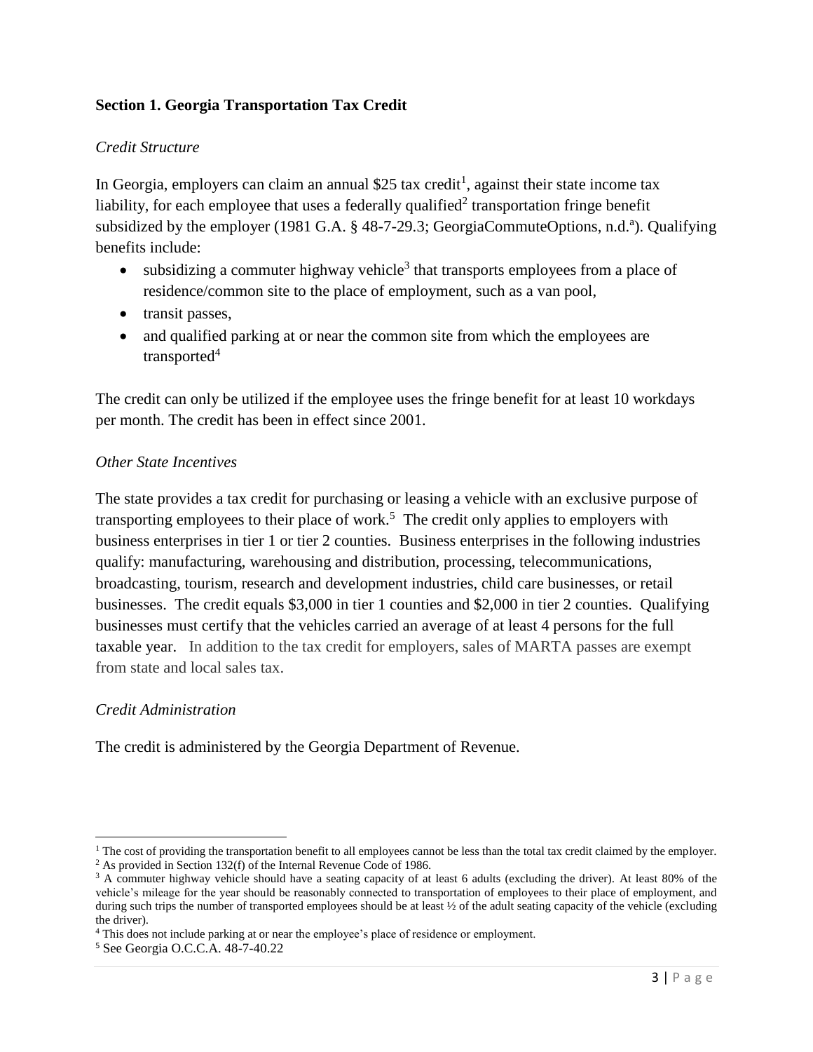### Section 1. Georgia Transportation Tax Credit

*Credit Structure*

In Georgia, employers can claim an annual $25 tax credit[1], against their state income tax liability, for each employee that uses a federally qualified[2] transportation fringe benefit subsidized by the employer (1981 G.A. § 48-7-29.3; GeorgiaCommuteOptions, n.d.[a]). Qualifying benefits include:

- subsidizing a commuter highway vehicle[3] that transports employees from a place of residence/common site to the place of employment, such as a van pool,
- transit passes,
- and qualified parking at or near the common site from which the employees are transported[4]

The credit can only be utilized if the employee uses the fringe benefit for at least 10 workdays per month. The credit has been in effect since 2001.

*Other State Incentives*

The state provides a tax credit for purchasing or leasing a vehicle with an exclusive purpose of transporting employees to their place of work.[5] The credit only applies to employers with business enterprises in tier 1 or tier 2 counties. Business enterprises in the following industries qualify: manufacturing, warehousing and distribution, processing, telecommunications, broadcasting, tourism, research and development industries, child care businesses, or retail businesses. The credit equals $3,000 in tier 1 counties and $2,000 in tier 2 counties. Qualifying businesses must certify that the vehicles carried an average of at least 4 persons for the full taxable year. In addition to the tax credit for employers, sales of MARTA passes are exempt from state and local sales tax.

*Credit Administration*

The credit is administered by the Georgia Department of Revenue.

---

[1] The cost of providing the transportation benefit to all employees cannot be less than the total tax credit claimed by the employer.

[2] As provided in Section 132(f) of the Internal Revenue Code of 1986.

[3] A commuter highway vehicle should have a seating capacity of at least 6 adults (excluding the driver). At least 80% of the vehicle's mileage for the year should be reasonably connected to transportation of employees to their place of employment, and during such trips the number of transported employees should be at least ½ of the adult seating capacity of the vehicle (excluding the driver).

[4] This does not include parking at or near the employee's place of residence or employment.

[5] See Georgia O.C.C.A. 48-7-40.22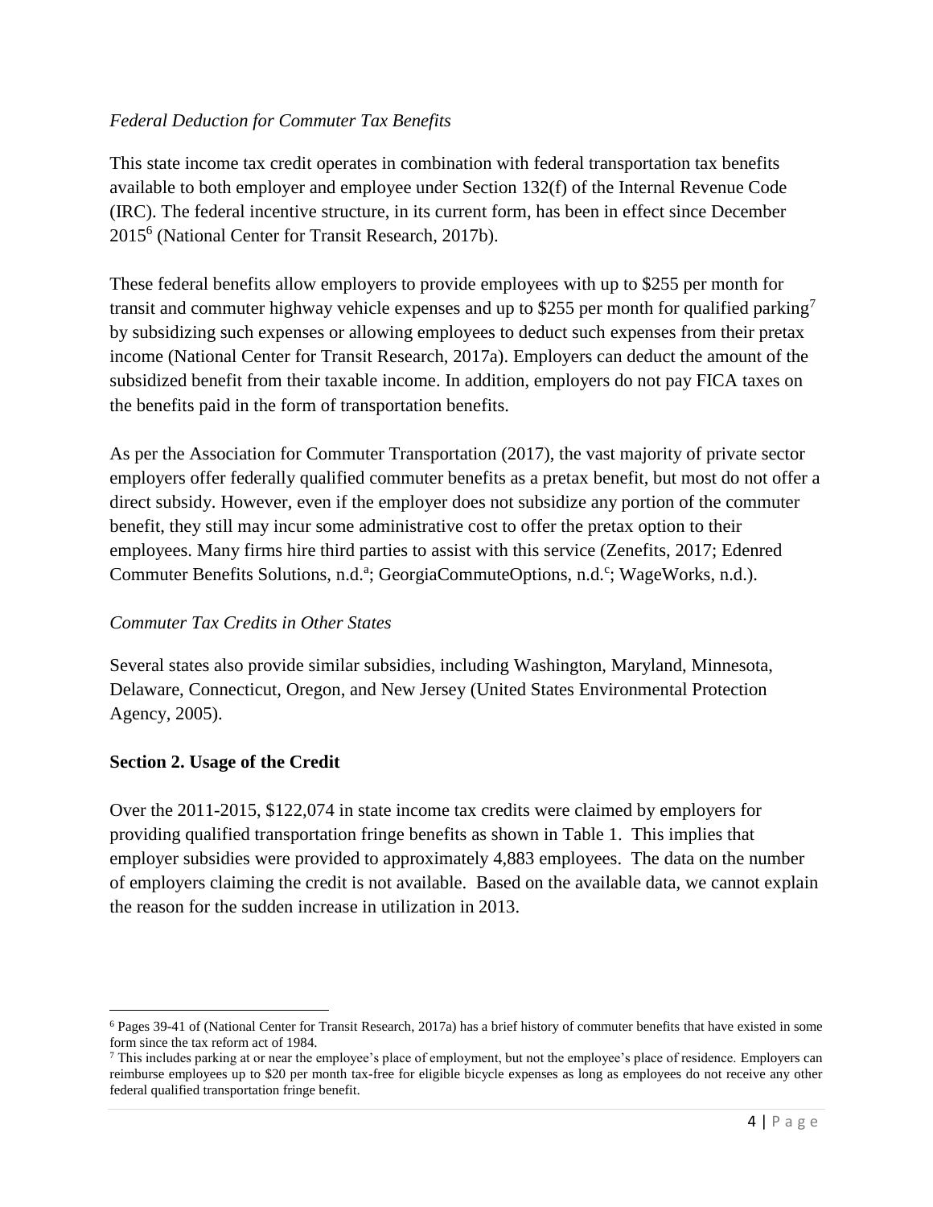*Federal Deduction for Commuter Tax Benefits*

This state income tax credit operates in combination with federal transportation tax benefits available to both employer and employee under Section 132(f) of the Internal Revenue Code (IRC). The federal incentive structure, in its current form, has been in effect since December 2015[6] (National Center for Transit Research, 2017b).

These federal benefits allow employers to provide employees with up to $255 per month for transit and commuter highway vehicle expenses and up to $255 per month for qualified parking[7] by subsidizing such expenses or allowing employees to deduct such expenses from their pretax income (National Center for Transit Research, 2017a). Employers can deduct the amount of the subsidized benefit from their taxable income. In addition, employers do not pay FICA taxes on the benefits paid in the form of transportation benefits.

As per the Association for Commuter Transportation (2017), the vast majority of private sector employers offer federally qualified commuter benefits as a pretax benefit, but most do not offer a direct subsidy. However, even if the employer does not subsidize any portion of the commuter benefit, they still may incur some administrative cost to offer the pretax option to their employees. Many firms hire third parties to assist with this service (Zenefits, 2017; Edenred Commuter Benefits Solutions, n.d.[a]; GeorgiaCommuteOptions, n.d.[c]; WageWorks, n.d.).

*Commuter Tax Credits in Other States*

Several states also provide similar subsidies, including Washington, Maryland, Minnesota, Delaware, Connecticut, Oregon, and New Jersey (United States Environmental Protection Agency, 2005).

**Section 2. Usage of the Credit**

Over the 2011-2015, $122,074 in state income tax credits were claimed by employers for providing qualified transportation fringe benefits as shown in Table 1. This implies that employer subsidies were provided to approximately 4,883 employees. The data on the number of employers claiming the credit is not available. Based on the available data, we cannot explain the reason for the sudden increase in utilization in 2013.

---

[6] Pages 39-41 of (National Center for Transit Research, 2017a) has a brief history of commuter benefits that have existed in some form since the tax reform act of 1984.

[7] This includes parking at or near the employee's place of employment, but not the employee's place of residence. Employers can reimburse employees up to $20 per month tax-free for eligible bicycle expenses as long as employees do not receive any other federal qualified transportation fringe benefit.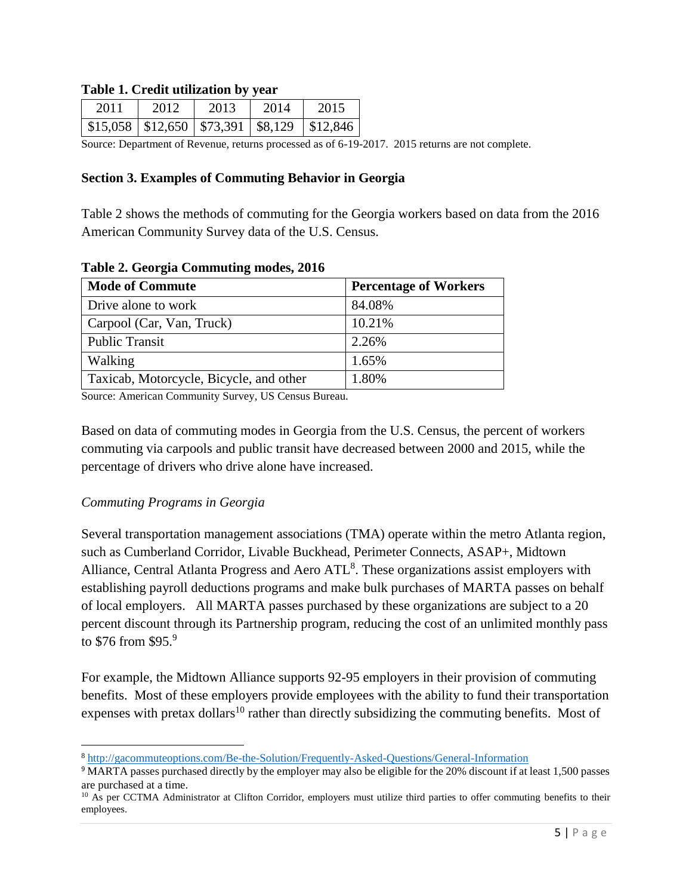**Table 1. Credit utilization by year**

| 2011 | 2012 | 2013 | 2014 | 2015 |
|---|---|---|---|---|
| $15,058 | $12,650 | $73,391 | $8,129 | $12,846 |

Source: Department of Revenue, returns processed as of 6-19-2017. 2015 returns are not complete.

### Section 3. Examples of Commuting Behavior in Georgia

Table 2 shows the methods of commuting for the Georgia workers based on data from the 2016 American Community Survey data of the U.S. Census.

**Table 2. Georgia Commuting modes, 2016**

| Mode of Commute | Percentage of Workers |
|---|---|
| Drive alone to work | 84.08% |
| Carpool (Car, Van, Truck) | 10.21% |
| Public Transit | 2.26% |
| Walking | 1.65% |
| Taxicab, Motorcycle, Bicycle, and other | 1.80% |

Source: American Community Survey, US Census Bureau.

Based on data of commuting modes in Georgia from the U.S. Census, the percent of workers commuting via carpools and public transit have decreased between 2000 and 2015, while the percentage of drivers who drive alone have increased.

*Commuting Programs in Georgia*

Several transportation management associations (TMA) operate within the metro Atlanta region, such as Cumberland Corridor, Livable Buckhead, Perimeter Connects, ASAP+, Midtown Alliance, Central Atlanta Progress and Aero ATL[8]. These organizations assist employers with establishing payroll deductions programs and make bulk purchases of MARTA passes on behalf of local employers. All MARTA passes purchased by these organizations are subject to a 20 percent discount through its Partnership program, reducing the cost of an unlimited monthly pass to $76 from $95.[9]

For example, the Midtown Alliance supports 92-95 employers in their provision of commuting benefits. Most of these employers provide employees with the ability to fund their transportation expenses with pretax dollars[10] rather than directly subsidizing the commuting benefits. Most of

---

[8] http://gacommuteoptions.com/Be-the-Solution/Frequently-Asked-Questions/General-Information

[9] MARTA passes purchased directly by the employer may also be eligible for the 20% discount if at least 1,500 passes are purchased at a time.

[10] As per CCTMA Administrator at Clifton Corridor, employers must utilize third parties to offer commuting benefits to their employees.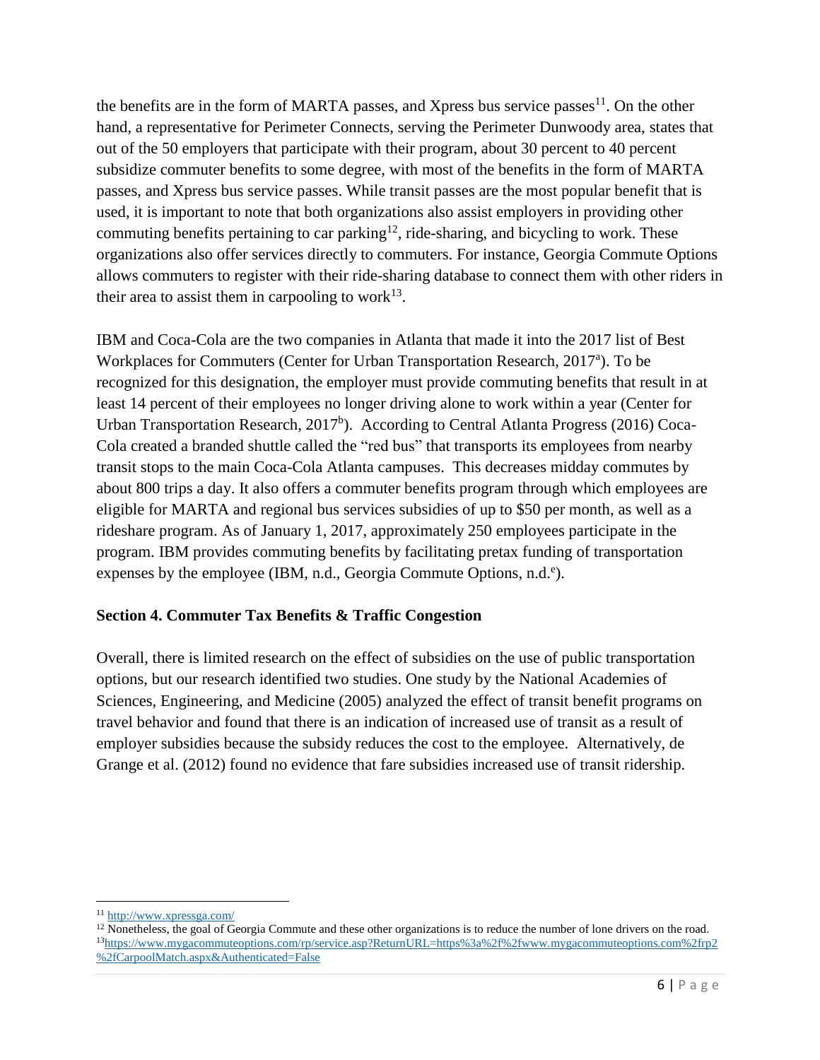the benefits are in the form of MARTA passes, and Xpress bus service passes[11]. On the other hand, a representative for Perimeter Connects, serving the Perimeter Dunwoody area, states that out of the 50 employers that participate with their program, about 30 percent to 40 percent subsidize commuter benefits to some degree, with most of the benefits in the form of MARTA passes, and Xpress bus service passes. While transit passes are the most popular benefit that is used, it is important to note that both organizations also assist employers in providing other commuting benefits pertaining to car parking[12], ride-sharing, and bicycling to work. These organizations also offer services directly to commuters. For instance, Georgia Commute Options allows commuters to register with their ride-sharing database to connect them with other riders in their area to assist them in carpooling to work[13].

IBM and Coca-Cola are the two companies in Atlanta that made it into the 2017 list of Best Workplaces for Commuters (Center for Urban Transportation Research, 2017[a]). To be recognized for this designation, the employer must provide commuting benefits that result in at least 14 percent of their employees no longer driving alone to work within a year (Center for Urban Transportation Research, 2017[b]). According to Central Atlanta Progress (2016) Coca-Cola created a branded shuttle called the "red bus" that transports its employees from nearby transit stops to the main Coca-Cola Atlanta campuses. This decreases midday commutes by about 800 trips a day. It also offers a commuter benefits program through which employees are eligible for MARTA and regional bus services subsidies of up to $50 per month, as well as a rideshare program. As of January 1, 2017, approximately 250 employees participate in the program. IBM provides commuting benefits by facilitating pretax funding of transportation expenses by the employee (IBM, n.d., Georgia Commute Options, n.d.[e]).

**Section 4. Commuter Tax Benefits & Traffic Congestion**

Overall, there is limited research on the effect of subsidies on the use of public transportation options, but our research identified two studies. One study by the National Academies of Sciences, Engineering, and Medicine (2005) analyzed the effect of transit benefit programs on travel behavior and found that there is an indication of increased use of transit as a result of employer subsidies because the subsidy reduces the cost to the employee. Alternatively, de Grange et al. (2012) found no evidence that fare subsidies increased use of transit ridership.

---

[11] http://www.xpressga.com/

[12] Nonetheless, the goal of Georgia Commute and these other organizations is to reduce the number of lone drivers on the road.

[13] https://www.mygacommuteoptions.com/rp/service.asp?ReturnURL=https%3a%2f%2fwww.mygacommuteoptions.com%2frp2%2fCarpoolMatch.aspx&Authenticated=False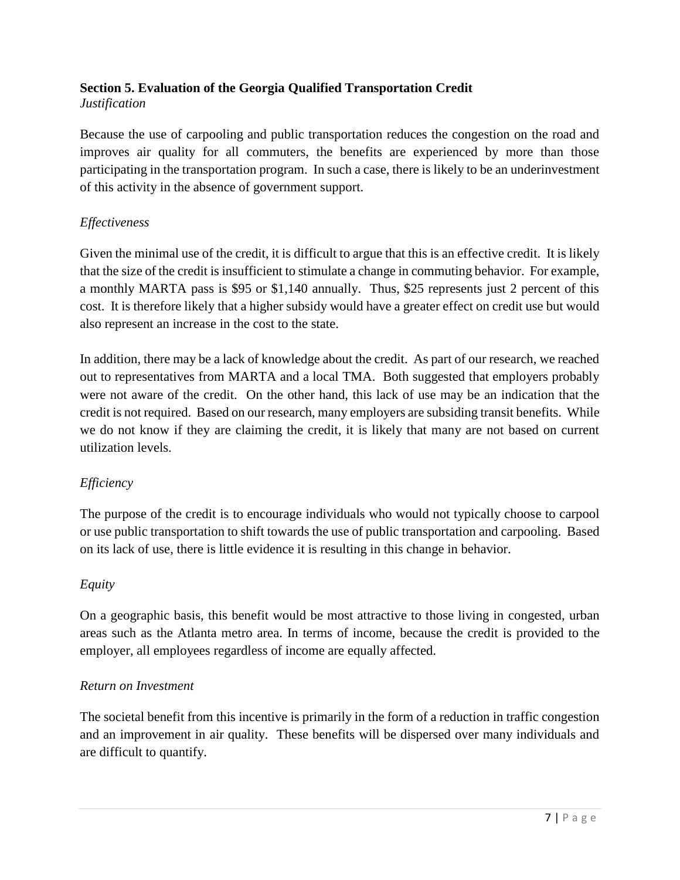## Section 5. Evaluation of the Georgia Qualified Transportation Credit

*Justification*

Because the use of carpooling and public transportation reduces the congestion on the road and improves air quality for all commuters, the benefits are experienced by more than those participating in the transportation program. In such a case, there is likely to be an underinvestment of this activity in the absence of government support.

*Effectiveness*

Given the minimal use of the credit, it is difficult to argue that this is an effective credit. It is likely that the size of the credit is insufficient to stimulate a change in commuting behavior. For example, a monthly MARTA pass is $95 or $1,140 annually. Thus, $25 represents just 2 percent of this cost. It is therefore likely that a higher subsidy would have a greater effect on credit use but would also represent an increase in the cost to the state.

In addition, there may be a lack of knowledge about the credit. As part of our research, we reached out to representatives from MARTA and a local TMA. Both suggested that employers probably were not aware of the credit. On the other hand, this lack of use may be an indication that the credit is not required. Based on our research, many employers are subsiding transit benefits. While we do not know if they are claiming the credit, it is likely that many are not based on current utilization levels.

*Efficiency*

The purpose of the credit is to encourage individuals who would not typically choose to carpool or use public transportation to shift towards the use of public transportation and carpooling. Based on its lack of use, there is little evidence it is resulting in this change in behavior.

*Equity*

On a geographic basis, this benefit would be most attractive to those living in congested, urban areas such as the Atlanta metro area. In terms of income, because the credit is provided to the employer, all employees regardless of income are equally affected.

*Return on Investment*

The societal benefit from this incentive is primarily in the form of a reduction in traffic congestion and an improvement in air quality. These benefits will be dispersed over many individuals and are difficult to quantify.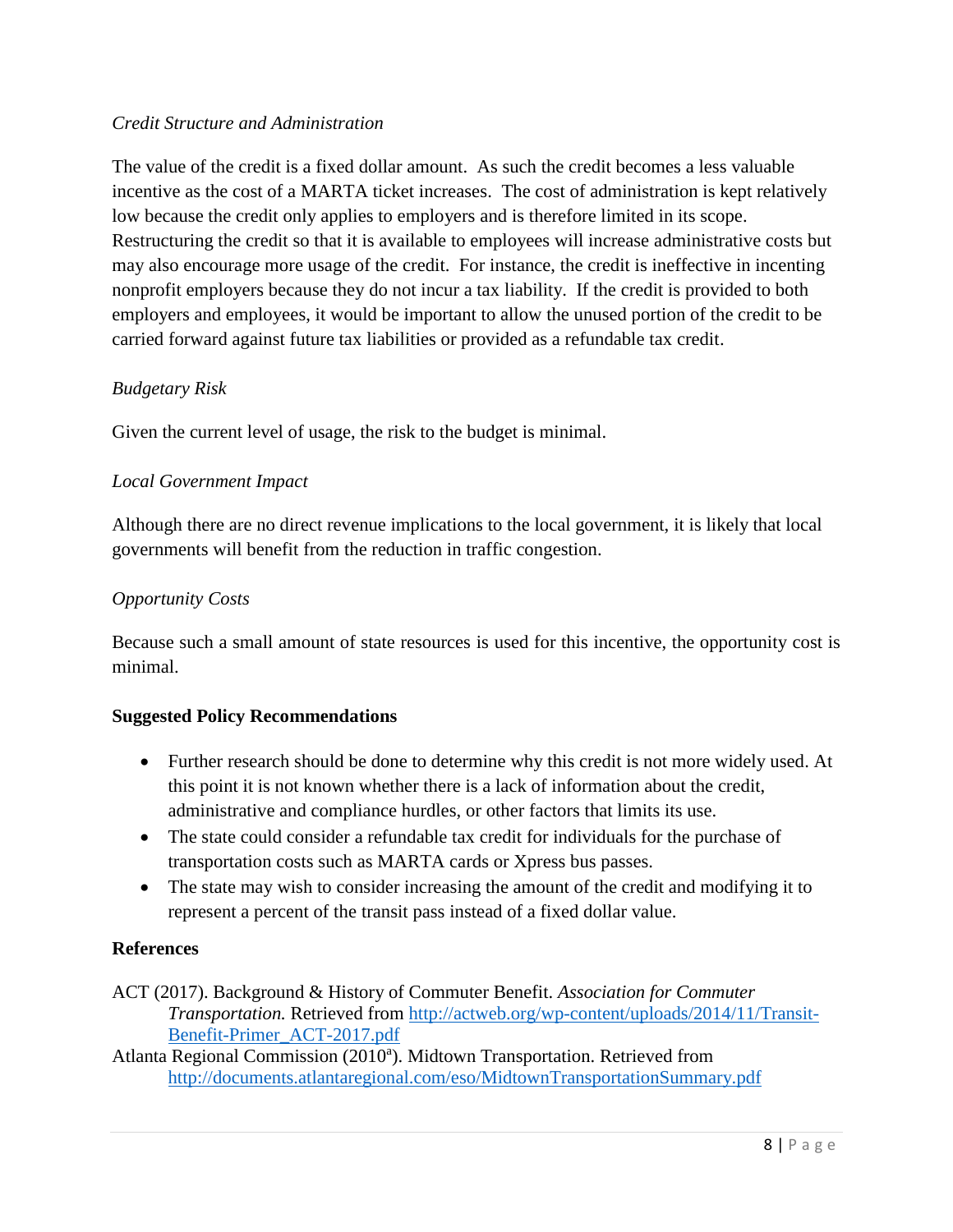*Credit Structure and Administration*

The value of the credit is a fixed dollar amount. As such the credit becomes a less valuable incentive as the cost of a MARTA ticket increases. The cost of administration is kept relatively low because the credit only applies to employers and is therefore limited in its scope. Restructuring the credit so that it is available to employees will increase administrative costs but may also encourage more usage of the credit. For instance, the credit is ineffective in incenting nonprofit employers because they do not incur a tax liability. If the credit is provided to both employers and employees, it would be important to allow the unused portion of the credit to be carried forward against future tax liabilities or provided as a refundable tax credit.

*Budgetary Risk*

Given the current level of usage, the risk to the budget is minimal.

*Local Government Impact*

Although there are no direct revenue implications to the local government, it is likely that local governments will benefit from the reduction in traffic congestion.

*Opportunity Costs*

Because such a small amount of state resources is used for this incentive, the opportunity cost is minimal.

**Suggested Policy Recommendations**

- Further research should be done to determine why this credit is not more widely used. At this point it is not known whether there is a lack of information about the credit, administrative and compliance hurdles, or other factors that limits its use.
- The state could consider a refundable tax credit for individuals for the purchase of transportation costs such as MARTA cards or Xpress bus passes.
- The state may wish to consider increasing the amount of the credit and modifying it to represent a percent of the transit pass instead of a fixed dollar value.

**References**

ACT (2017). Background & History of Commuter Benefit. *Association for Commuter Transportation.* Retrieved from http://actweb.org/wp-content/uploads/2014/11/Transit-Benefit-Primer_ACT-2017.pdf

Atlanta Regional Commission (2010[a]). Midtown Transportation. Retrieved from http://documents.atlantaregional.com/eso/MidtownTransportationSummary.pdf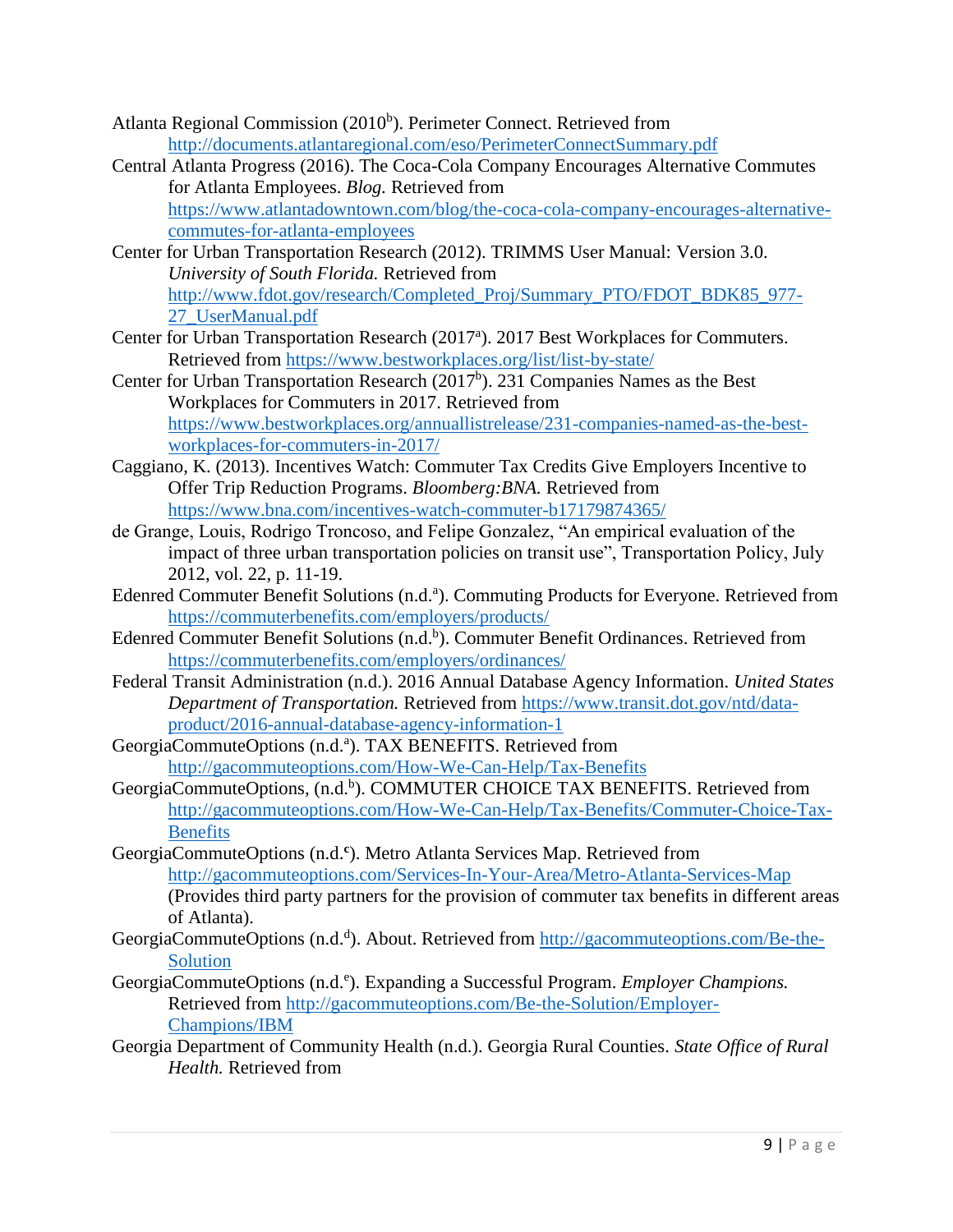Atlanta Regional Commission (2010[b]). Perimeter Connect. Retrieved from http://documents.atlantaregional.com/eso/PerimeterConnectSummary.pdf

Central Atlanta Progress (2016). The Coca-Cola Company Encourages Alternative Commutes for Atlanta Employees. *Blog.* Retrieved from https://www.atlantadowntown.com/blog/the-coca-cola-company-encourages-alternative-commutes-for-atlanta-employees

Center for Urban Transportation Research (2012). TRIMMS User Manual: Version 3.0. *University of South Florida.* Retrieved from http://www.fdot.gov/research/Completed_Proj/Summary_PTO/FDOT_BDK85_977-27_UserManual.pdf

Center for Urban Transportation Research (2017[a]). 2017 Best Workplaces for Commuters. Retrieved from https://www.bestworkplaces.org/list/list-by-state/

Center for Urban Transportation Research (2017[b]). 231 Companies Names as the Best Workplaces for Commuters in 2017. Retrieved from https://www.bestworkplaces.org/annuallistrelease/231-companies-named-as-the-best-workplaces-for-commuters-in-2017/

Caggiano, K. (2013). Incentives Watch: Commuter Tax Credits Give Employers Incentive to Offer Trip Reduction Programs. *Bloomberg:BNA.* Retrieved from https://www.bna.com/incentives-watch-commuter-b17179874365/

de Grange, Louis, Rodrigo Troncoso, and Felipe Gonzalez, "An empirical evaluation of the impact of three urban transportation policies on transit use", Transportation Policy, July 2012, vol. 22, p. 11-19.

Edenred Commuter Benefit Solutions (n.d.[a]). Commuting Products for Everyone. Retrieved from https://commuterbenefits.com/employers/products/

Edenred Commuter Benefit Solutions (n.d.[b]). Commuter Benefit Ordinances. Retrieved from https://commuterbenefits.com/employers/ordinances/

Federal Transit Administration (n.d.). 2016 Annual Database Agency Information. *United States Department of Transportation.* Retrieved from https://www.transit.dot.gov/ntd/data-product/2016-annual-database-agency-information-1

GeorgiaCommuteOptions (n.d.[a]). TAX BENEFITS. Retrieved from http://gacommuteoptions.com/How-We-Can-Help/Tax-Benefits

GeorgiaCommuteOptions, (n.d.[b]). COMMUTER CHOICE TAX BENEFITS. Retrieved from http://gacommuteoptions.com/How-We-Can-Help/Tax-Benefits/Commuter-Choice-Tax-Benefits

GeorgiaCommuteOptions (n.d.[c]). Metro Atlanta Services Map. Retrieved from http://gacommuteoptions.com/Services-In-Your-Area/Metro-Atlanta-Services-Map (Provides third party partners for the provision of commuter tax benefits in different areas of Atlanta).

GeorgiaCommuteOptions (n.d.[d]). About. Retrieved from http://gacommuteoptions.com/Be-the-Solution

GeorgiaCommuteOptions (n.d.[e]). Expanding a Successful Program. *Employer Champions.* Retrieved from http://gacommuteoptions.com/Be-the-Solution/Employer-Champions/IBM

Georgia Department of Community Health (n.d.). Georgia Rural Counties. *State Office of Rural Health.* Retrieved from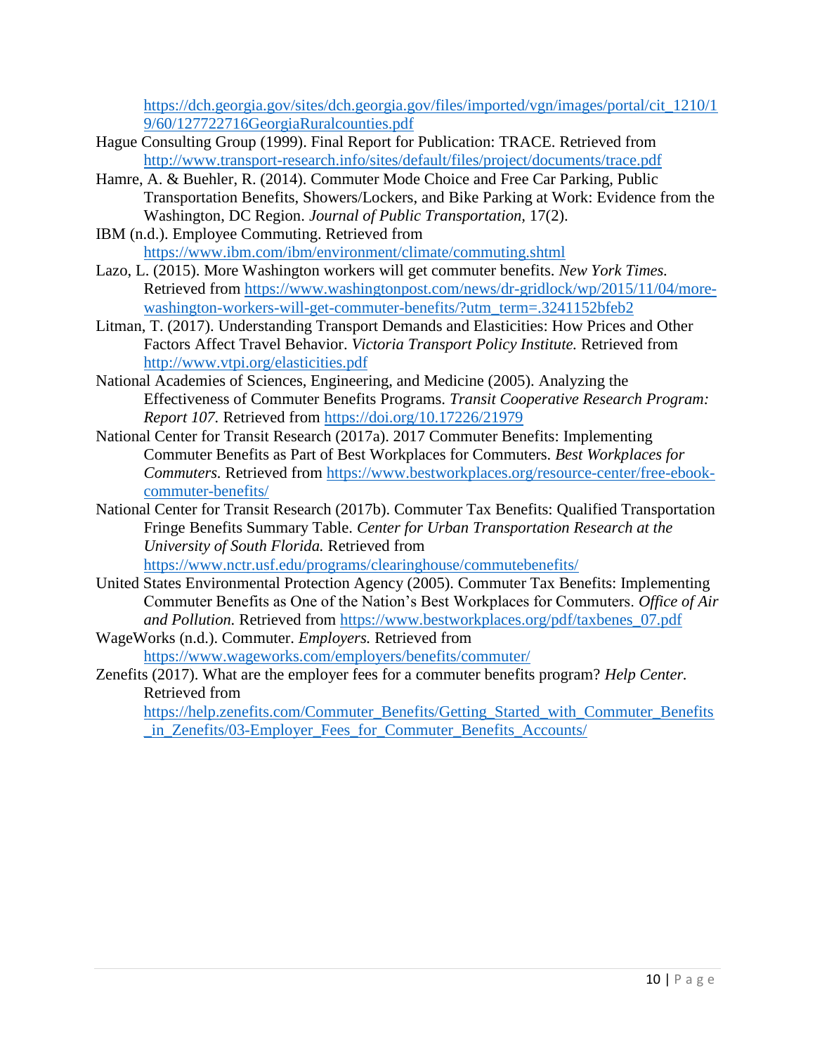https://dch.georgia.gov/sites/dch.georgia.gov/files/imported/vgn/images/portal/cit_1210/19/60/127722716GeorgiaRuralcounties.pdf

Hague Consulting Group (1999). Final Report for Publication: TRACE. Retrieved from http://www.transport-research.info/sites/default/files/project/documents/trace.pdf

Hamre, A. & Buehler, R. (2014). Commuter Mode Choice and Free Car Parking, Public Transportation Benefits, Showers/Lockers, and Bike Parking at Work: Evidence from the Washington, DC Region. *Journal of Public Transportation,* 17(2).

IBM (n.d.). Employee Commuting. Retrieved from https://www.ibm.com/ibm/environment/climate/commuting.shtml

Lazo, L. (2015). More Washington workers will get commuter benefits. *New York Times.* Retrieved from https://www.washingtonpost.com/news/dr-gridlock/wp/2015/11/04/more-washington-workers-will-get-commuter-benefits/?utm_term=.3241152bfeb2

Litman, T. (2017). Understanding Transport Demands and Elasticities: How Prices and Other Factors Affect Travel Behavior. *Victoria Transport Policy Institute.* Retrieved from http://www.vtpi.org/elasticities.pdf

National Academies of Sciences, Engineering, and Medicine (2005). Analyzing the Effectiveness of Commuter Benefits Programs. *Transit Cooperative Research Program: Report 107.* Retrieved from https://doi.org/10.17226/21979

National Center for Transit Research (2017a). 2017 Commuter Benefits: Implementing Commuter Benefits as Part of Best Workplaces for Commuters. *Best Workplaces for Commuters.* Retrieved from https://www.bestworkplaces.org/resource-center/free-ebook-commuter-benefits/

National Center for Transit Research (2017b). Commuter Tax Benefits: Qualified Transportation Fringe Benefits Summary Table. *Center for Urban Transportation Research at the University of South Florida.* Retrieved from https://www.nctr.usf.edu/programs/clearinghouse/commutebenefits/

United States Environmental Protection Agency (2005). Commuter Tax Benefits: Implementing Commuter Benefits as One of the Nation's Best Workplaces for Commuters. *Office of Air and Pollution.* Retrieved from https://www.bestworkplaces.org/pdf/taxbenes_07.pdf

WageWorks (n.d.). Commuter. *Employers.* Retrieved from https://www.wageworks.com/employers/benefits/commuter/

Zenefits (2017). What are the employer fees for a commuter benefits program? *Help Center.* Retrieved from https://help.zenefits.com/Commuter_Benefits/Getting_Started_with_Commuter_Benefits_in_Zenefits/03-Employer_Fees_for_Commuter_Benefits_Accounts/